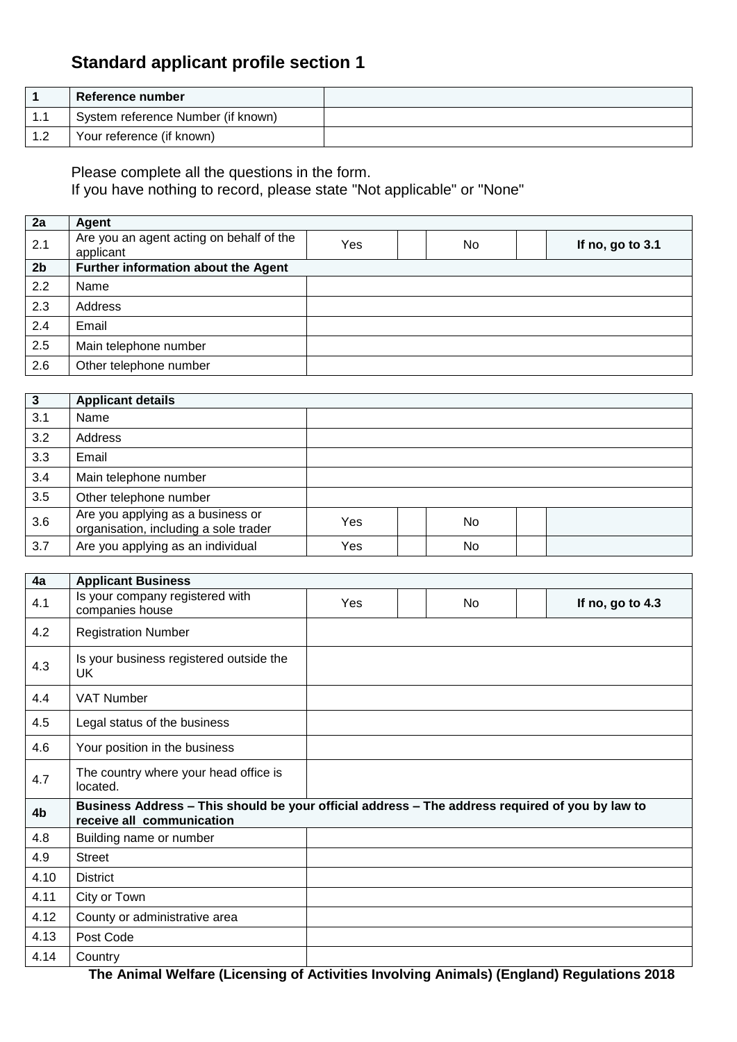## Standard applicant profile section 1

| 1 | Reference number | |
|---|---|---|
| 1.1 | System reference Number (if known) | |
| 1.2 | Your reference (if known) | |

Please complete all the questions in the form.
If you have nothing to record, please state "Not applicable" or "None"

| 2a | Agent | | | | | |
|---|---|---|---|---|---|---|
| 2.1 | Are you an agent acting on behalf of the applicant | Yes | | No | | **If no, go to 3.1** |
| **2b** | **Further information about the Agent** | | | | | |
| 2.2 | Name | | | | | |
| 2.3 | Address | | | | | |
| 2.4 | Email | | | | | |
| 2.5 | Main telephone number | | | | | |
| 2.6 | Other telephone number | | | | | |

| 3 | Applicant details | | | | | |
|---|---|---|---|---|---|---|
| 3.1 | Name | | | | | |
| 3.2 | Address | | | | | |
| 3.3 | Email | | | | | |
| 3.4 | Main telephone number | | | | | |
| 3.5 | Other telephone number | | | | | |
| 3.6 | Are you applying as a business or organisation, including a sole trader | Yes | | No | | |
| 3.7 | Are you applying as an individual | Yes | | No | | |

| 4a | Applicant Business | | | | | |
|---|---|---|---|---|---|---|
| 4.1 | Is your company registered with companies house | Yes | | No | | **If no, go to 4.3** |
| 4.2 | Registration Number | | | | | |
| 4.3 | Is your business registered outside the UK | | | | | |
| 4.4 | VAT Number | | | | | |
| 4.5 | Legal status of the business | | | | | |
| 4.6 | Your position in the business | | | | | |
| 4.7 | The country where your head office is located. | | | | | |
| **4b** | **Business Address – This should be your official address – The address required of you by law to receive all communication** | | | | | |
| 4.8 | Building name or number | | | | | |
| 4.9 | Street | | | | | |
| 4.10 | District | | | | | |
| 4.11 | City or Town | | | | | |
| 4.12 | County or administrative area | | | | | |
| 4.13 | Post Code | | | | | |
| 4.14 | Country | | | | | |

**The Animal Welfare (Licensing of Activities Involving Animals) (England) Regulations 2018**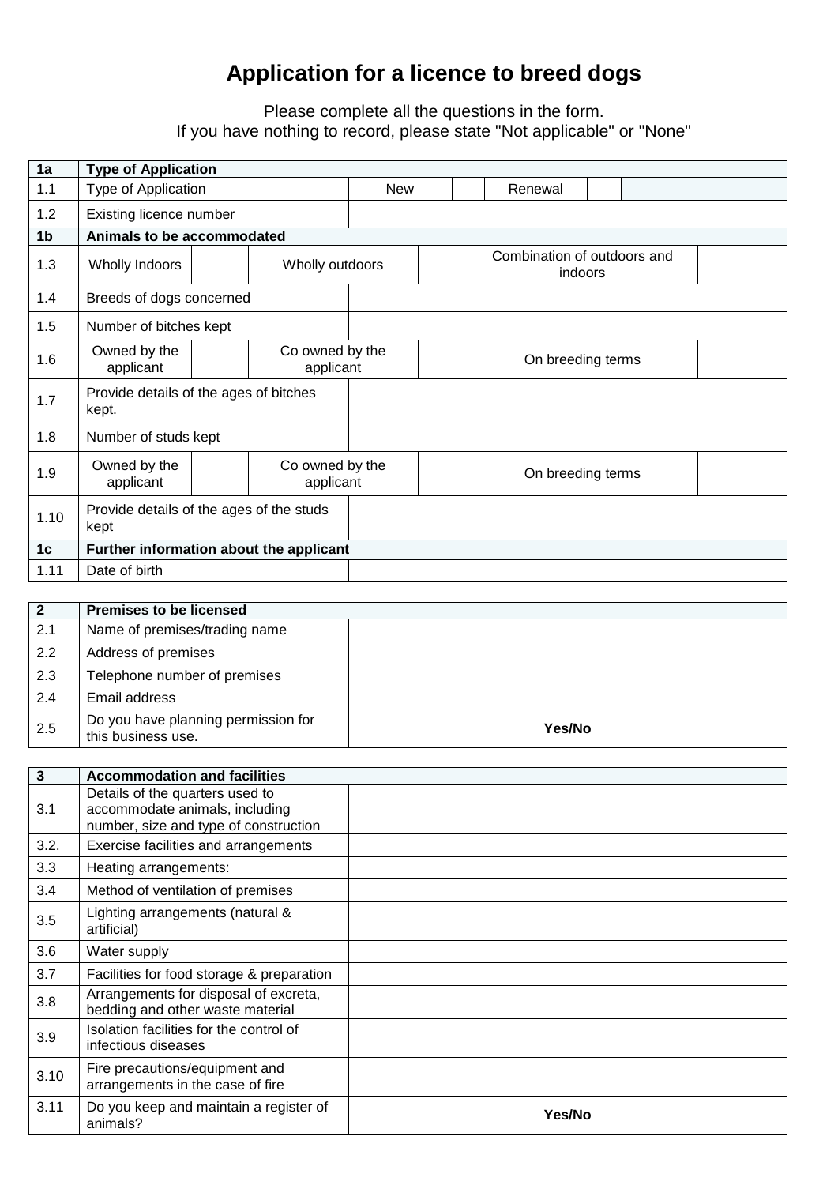# Application for a licence to breed dogs

Please complete all the questions in the form.
If you have nothing to record, please state "Not applicable" or "None"

| 1a | **Type of Application** | | | | | | |
|---|---|---|---|---|---|---|---|
| 1.1 | Type of Application | | New | | Renewal | | |
| 1.2 | Existing licence number | | | | | | |
| **1b** | **Animals to be accommodated** | | | | | | |
| 1.3 | Wholly Indoors | | Wholly outdoors | | Combination of outdoors and indoors | | |
| 1.4 | Breeds of dogs concerned | | | | | | |
| 1.5 | Number of bitches kept | | | | | | |
| 1.6 | Owned by the applicant | | Co owned by the applicant | | On breeding terms | | |
| 1.7 | Provide details of the ages of bitches kept. | | | | | | |
| 1.8 | Number of studs kept | | | | | | |
| 1.9 | Owned by the applicant | | Co owned by the applicant | | On breeding terms | | |
| 1.10 | Provide details of the ages of the studs kept | | | | | | |
| **1c** | **Further information about the applicant** | | | | | | |
| 1.11 | Date of birth | | | | | | |

| 2 | **Premises to be licensed** | |
|---|---|---|
| 2.1 | Name of premises/trading name | |
| 2.2 | Address of premises | |
| 2.3 | Telephone number of premises | |
| 2.4 | Email address | |
| 2.5 | Do you have planning permission for this business use. | **Yes/No** |

| 3 | **Accommodation and facilities** | |
|---|---|---|
| 3.1 | Details of the quarters used to accommodate animals, including number, size and type of construction | |
| 3.2. | Exercise facilities and arrangements | |
| 3.3 | Heating arrangements: | |
| 3.4 | Method of ventilation of premises | |
| 3.5 | Lighting arrangements (natural & artificial) | |
| 3.6 | Water supply | |
| 3.7 | Facilities for food storage & preparation | |
| 3.8 | Arrangements for disposal of excreta, bedding and other waste material | |
| 3.9 | Isolation facilities for the control of infectious diseases | |
| 3.10 | Fire precautions/equipment and arrangements in the case of fire | |
| 3.11 | Do you keep and maintain a register of animals? | **Yes/No** |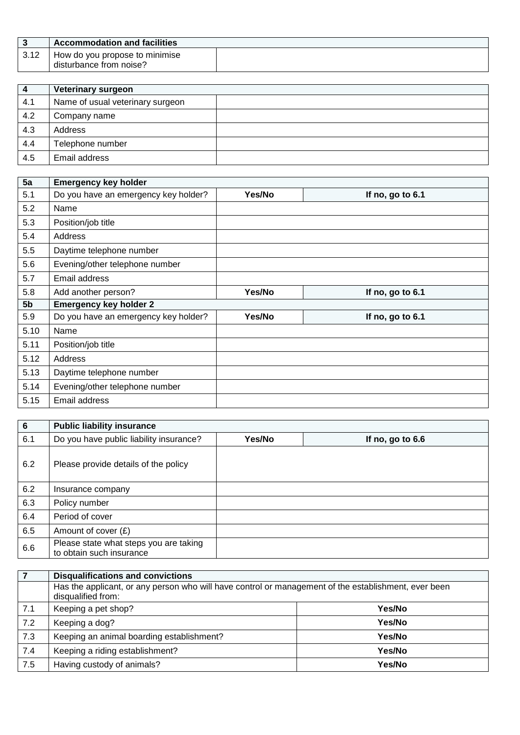| 3 | **Accommodation and facilities** | |
|---|---|---|
| 3.12 | How do you propose to minimise disturbance from noise? | |

| 4 | **Veterinary surgeon** | |
|---|---|---|
| 4.1 | Name of usual veterinary surgeon | |
| 4.2 | Company name | |
| 4.3 | Address | |
| 4.4 | Telephone number | |
| 4.5 | Email address | |

| 5a | **Emergency key holder** | | |
|---|---|---|---|
| 5.1 | Do you have an emergency key holder? | **Yes/No** | **If no, go to 6.1** |
| 5.2 | Name | | |
| 5.3 | Position/job title | | |
| 5.4 | Address | | |
| 5.5 | Daytime telephone number | | |
| 5.6 | Evening/other telephone number | | |
| 5.7 | Email address | | |
| 5.8 | Add another person? | **Yes/No** | **If no, go to 6.1** |
| **5b** | **Emergency key holder 2** | | |
| 5.9 | Do you have an emergency key holder? | **Yes/No** | **If no, go to 6.1** |
| 5.10 | Name | | |
| 5.11 | Position/job title | | |
| 5.12 | Address | | |
| 5.13 | Daytime telephone number | | |
| 5.14 | Evening/other telephone number | | |
| 5.15 | Email address | | |

| 6 | **Public liability insurance** | | |
|---|---|---|---|
| 6.1 | Do you have public liability insurance? | **Yes/No** | **If no, go to 6.6** |
| 6.2 | Please provide details of the policy | | |
| 6.2 | Insurance company | | |
| 6.3 | Policy number | | |
| 6.4 | Period of cover | | |
| 6.5 | Amount of cover (£) | | |
| 6.6 | Please state what steps you are taking to obtain such insurance | | |

| 7 | **Disqualifications and convictions** | |
|---|---|---|
| | Has the applicant, or any person who will have control or management of the establishment, ever been disqualified from: | |
| 7.1 | Keeping a pet shop? | **Yes/No** |
| 7.2 | Keeping a dog? | **Yes/No** |
| 7.3 | Keeping an animal boarding establishment? | **Yes/No** |
| 7.4 | Keeping a riding establishment? | **Yes/No** |
| 7.5 | Having custody of animals? | **Yes/No** |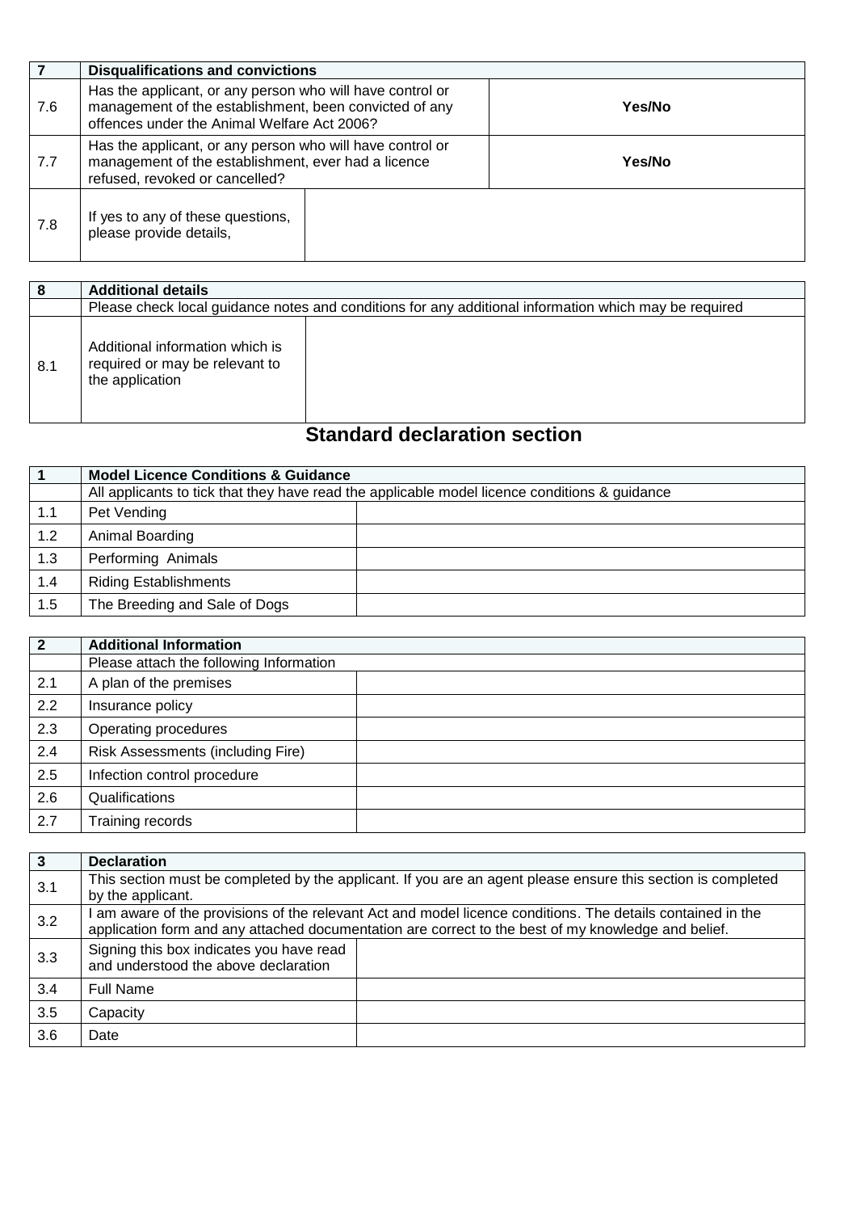| 7 | Disqualifications and convictions | |
| --- | --- | --- |
| 7.6 | Has the applicant, or any person who will have control or management of the establishment, been convicted of any offences under the Animal Welfare Act 2006? | **Yes/No** |
| 7.7 | Has the applicant, or any person who will have control or management of the establishment, ever had a licence refused, revoked or cancelled? | **Yes/No** |
| 7.8 | If yes to any of these questions, please provide details, | |

| 8 | Additional details | |
| --- | --- | --- |
| | Please check local guidance notes and conditions for any additional information which may be required | |
| 8.1 | Additional information which is required or may be relevant to the application | |

## Standard declaration section

| 1 | Model Licence Conditions & Guidance | |
| --- | --- | --- |
| | All applicants to tick that they have read the applicable model licence conditions & guidance | |
| 1.1 | Pet Vending | |
| 1.2 | Animal Boarding | |
| 1.3 | Performing Animals | |
| 1.4 | Riding Establishments | |
| 1.5 | The Breeding and Sale of Dogs | |

| 2 | Additional Information | |
| --- | --- | --- |
| | Please attach the following Information | |
| 2.1 | A plan of the premises | |
| 2.2 | Insurance policy | |
| 2.3 | Operating procedures | |
| 2.4 | Risk Assessments (including Fire) | |
| 2.5 | Infection control procedure | |
| 2.6 | Qualifications | |
| 2.7 | Training records | |

| 3 | Declaration | |
| --- | --- | --- |
| 3.1 | This section must be completed by the applicant. If you are an agent please ensure this section is completed by the applicant. | |
| 3.2 | I am aware of the provisions of the relevant Act and model licence conditions. The details contained in the application form and any attached documentation are correct to the best of my knowledge and belief. | |
| 3.3 | Signing this box indicates you have read and understood the above declaration | |
| 3.4 | Full Name | |
| 3.5 | Capacity | |
| 3.6 | Date | |